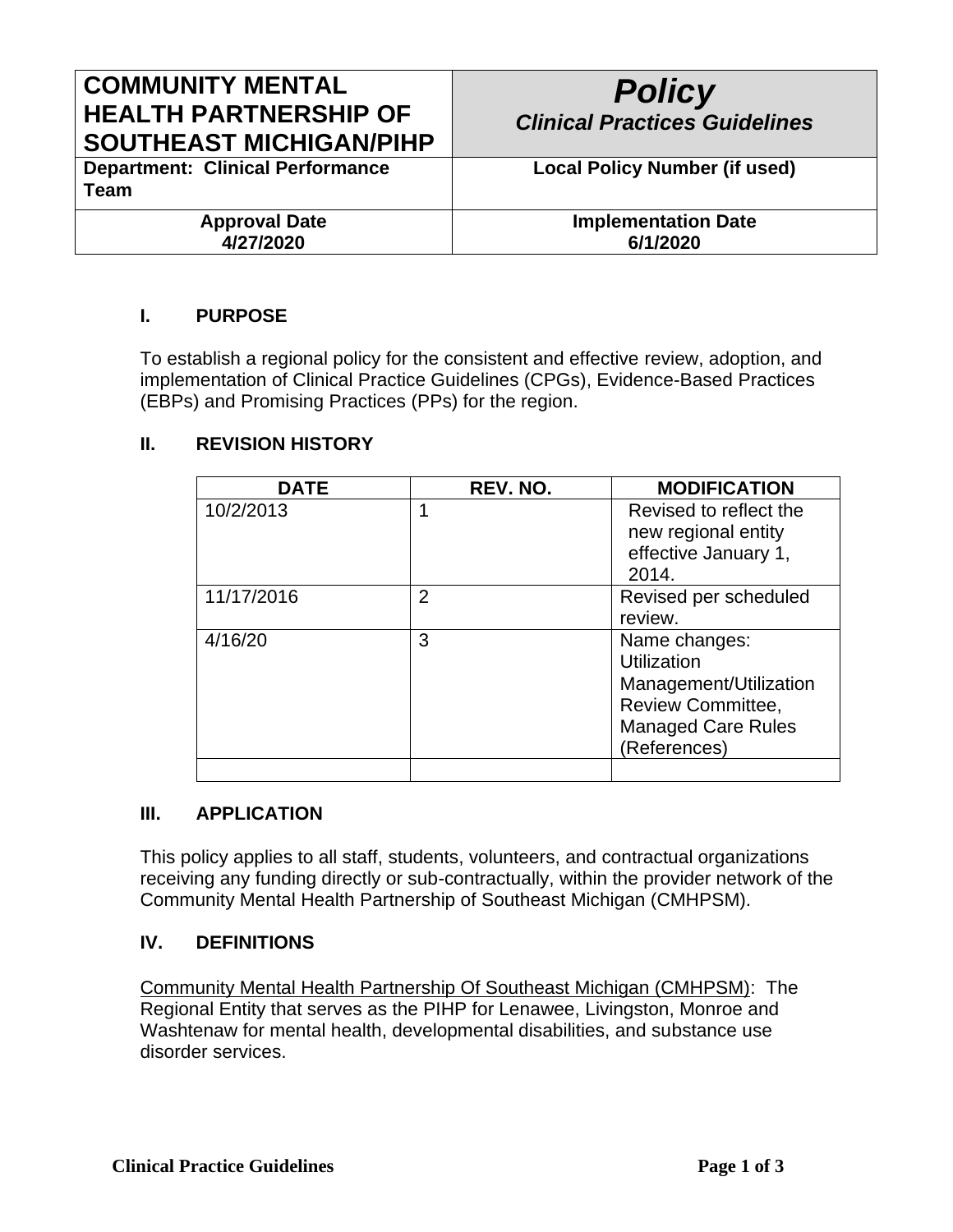| COMMUNITY MENTAL HEALTH PARTNERSHIP OF SOUTHEAST MICHIGAN/PIHP | ***Policy*** ***Clinical Practices Guidelines*** |
|---|---|
| **Department: Clinical Performance Team** | **Local Policy Number (if used)** |
| **Approval Date** **4/27/2020** | **Implementation Date** **6/1/2020** |

## I. PURPOSE

To establish a regional policy for the consistent and effective review, adoption, and implementation of Clinical Practice Guidelines (CPGs), Evidence-Based Practices (EBPs) and Promising Practices (PPs) for the region.

## II. REVISION HISTORY

| DATE | REV. NO. | MODIFICATION |
|---|---|---|
| 10/2/2013 | 1 | Revised to reflect the new regional entity effective January 1, 2014. |
| 11/17/2016 | 2 | Revised per scheduled review. |
| 4/16/20 | 3 | Name changes: Utilization Management/Utilization Review Committee, Managed Care Rules (References) |
| | | |

## III. APPLICATION

This policy applies to all staff, students, volunteers, and contractual organizations receiving any funding directly or sub-contractually, within the provider network of the Community Mental Health Partnership of Southeast Michigan (CMHPSM).

## IV. DEFINITIONS

Community Mental Health Partnership Of Southeast Michigan (CMHPSM): The Regional Entity that serves as the PIHP for Lenawee, Livingston, Monroe and Washtenaw for mental health, developmental disabilities, and substance use disorder services.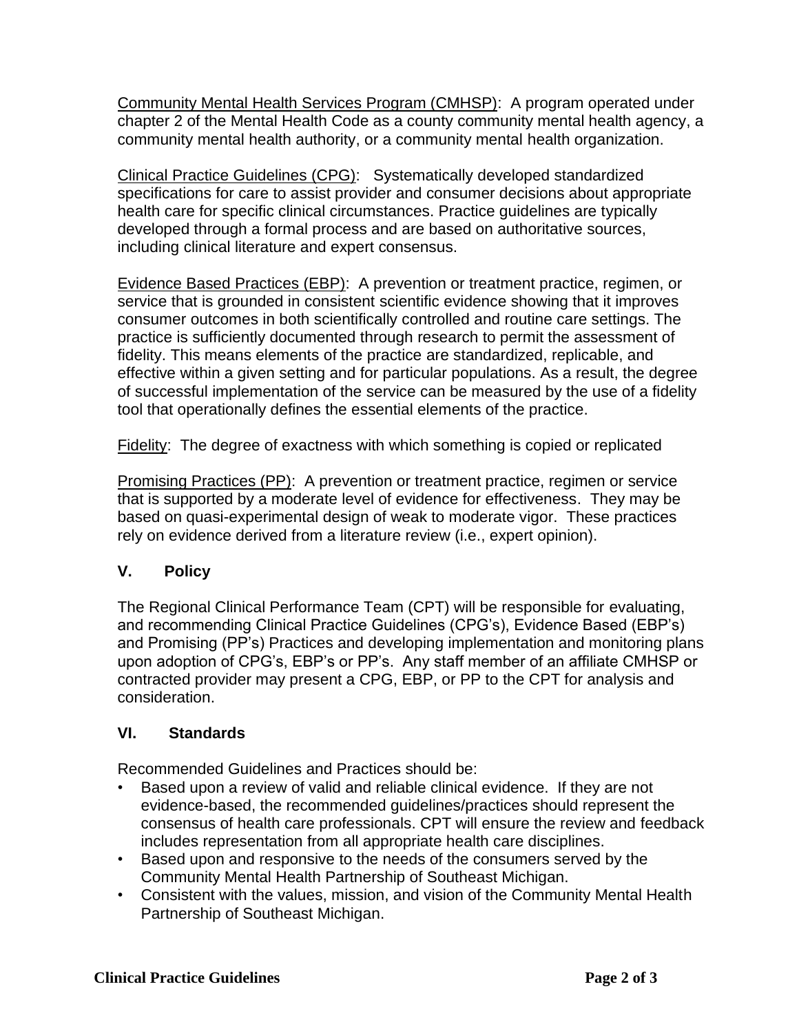Community Mental Health Services Program (CMHSP): A program operated under chapter 2 of the Mental Health Code as a county community mental health agency, a community mental health authority, or a community mental health organization.

Clinical Practice Guidelines (CPG): Systematically developed standardized specifications for care to assist provider and consumer decisions about appropriate health care for specific clinical circumstances. Practice guidelines are typically developed through a formal process and are based on authoritative sources, including clinical literature and expert consensus.

Evidence Based Practices (EBP): A prevention or treatment practice, regimen, or service that is grounded in consistent scientific evidence showing that it improves consumer outcomes in both scientifically controlled and routine care settings. The practice is sufficiently documented through research to permit the assessment of fidelity. This means elements of the practice are standardized, replicable, and effective within a given setting and for particular populations. As a result, the degree of successful implementation of the service can be measured by the use of a fidelity tool that operationally defines the essential elements of the practice.

Fidelity: The degree of exactness with which something is copied or replicated

Promising Practices (PP): A prevention or treatment practice, regimen or service that is supported by a moderate level of evidence for effectiveness. They may be based on quasi-experimental design of weak to moderate vigor. These practices rely on evidence derived from a literature review (i.e., expert opinion).

## V. Policy

The Regional Clinical Performance Team (CPT) will be responsible for evaluating, and recommending Clinical Practice Guidelines (CPG's), Evidence Based (EBP's) and Promising (PP's) Practices and developing implementation and monitoring plans upon adoption of CPG's, EBP's or PP's. Any staff member of an affiliate CMHSP or contracted provider may present a CPG, EBP, or PP to the CPT for analysis and consideration.

## VI. Standards

Recommended Guidelines and Practices should be:

- Based upon a review of valid and reliable clinical evidence. If they are not evidence-based, the recommended guidelines/practices should represent the consensus of health care professionals. CPT will ensure the review and feedback includes representation from all appropriate health care disciplines.
- Based upon and responsive to the needs of the consumers served by the Community Mental Health Partnership of Southeast Michigan.
- Consistent with the values, mission, and vision of the Community Mental Health Partnership of Southeast Michigan.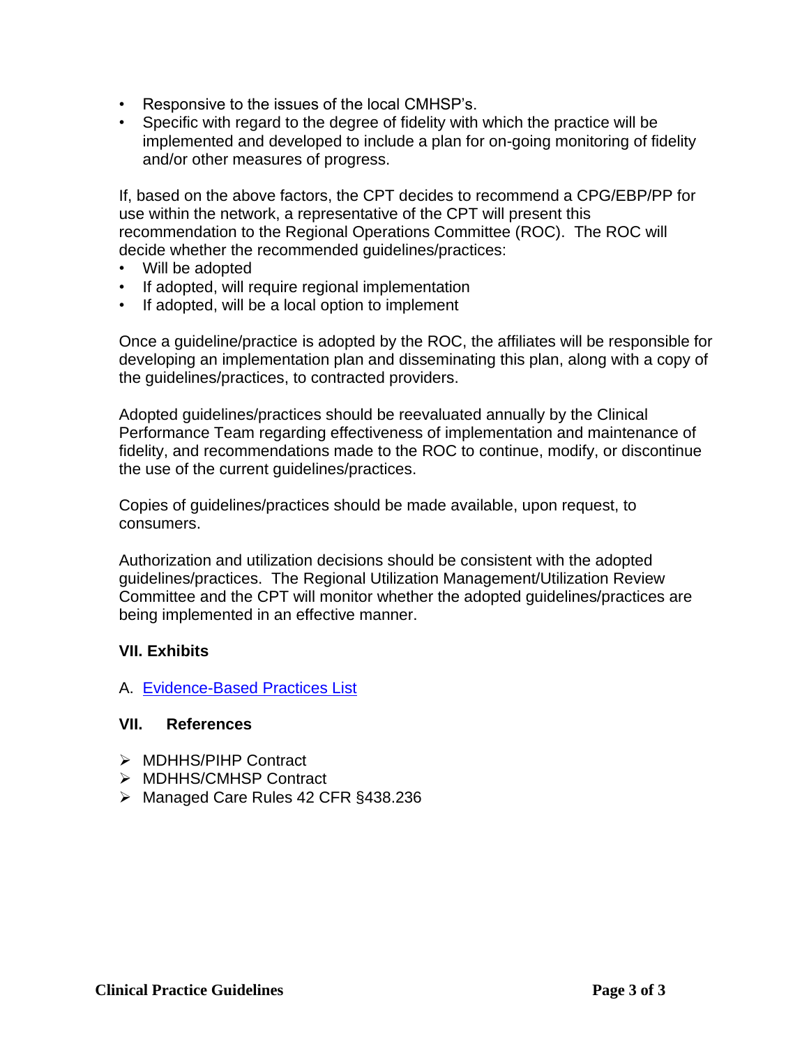- Responsive to the issues of the local CMHSP's.
- Specific with regard to the degree of fidelity with which the practice will be implemented and developed to include a plan for on-going monitoring of fidelity and/or other measures of progress.

If, based on the above factors, the CPT decides to recommend a CPG/EBP/PP for use within the network, a representative of the CPT will present this recommendation to the Regional Operations Committee (ROC). The ROC will decide whether the recommended guidelines/practices:

- Will be adopted
- If adopted, will require regional implementation
- If adopted, will be a local option to implement

Once a guideline/practice is adopted by the ROC, the affiliates will be responsible for developing an implementation plan and disseminating this plan, along with a copy of the guidelines/practices, to contracted providers.

Adopted guidelines/practices should be reevaluated annually by the Clinical Performance Team regarding effectiveness of implementation and maintenance of fidelity, and recommendations made to the ROC to continue, modify, or discontinue the use of the current guidelines/practices.

Copies of guidelines/practices should be made available, upon request, to consumers.

Authorization and utilization decisions should be consistent with the adopted guidelines/practices. The Regional Utilization Management/Utilization Review Committee and the CPT will monitor whether the adopted guidelines/practices are being implemented in an effective manner.

### VII. Exhibits

A. Evidence-Based Practices List

### VII. References

- MDHHS/PIHP Contract
- MDHHS/CMHSP Contract
- Managed Care Rules 42 CFR §438.236